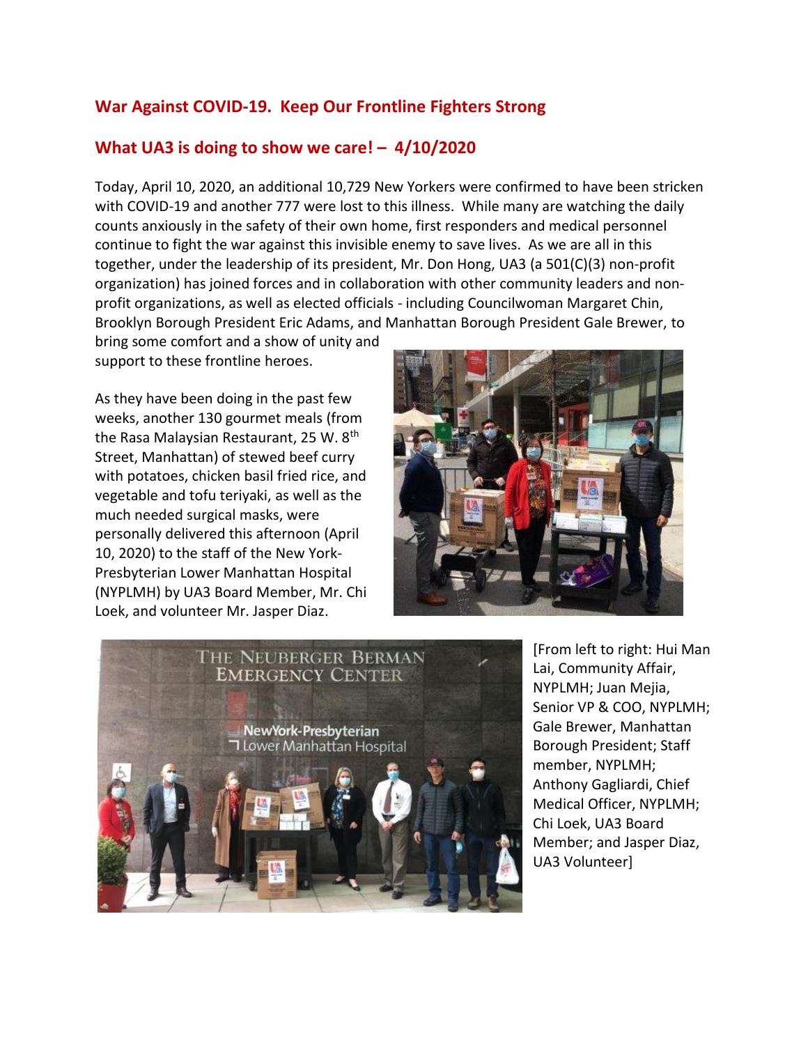## War Against COVID-19. Keep Our Frontline Fighters Strong

## What UA3 is doing to show we care! – 4/10/2020

Today, April 10, 2020, an additional 10,729 New Yorkers were confirmed to have been stricken with COVID-19 and another 777 were lost to this illness. While many are watching the daily counts anxiously in the safety of their own home, first responders and medical personnel continue to fight the war against this invisible enemy to save lives. As we are all in this together, under the leadership of its president, Mr. Don Hong, UA3 (a 501(C)(3) non-profit organization) has joined forces and in collaboration with other community leaders and non-profit organizations, as well as elected officials - including Councilwoman Margaret Chin, Brooklyn Borough President Eric Adams, and Manhattan Borough President Gale Brewer, to bring some comfort and a show of unity and support to these frontline heroes.

As they have been doing in the past few weeks, another 130 gourmet meals (from the Rasa Malaysian Restaurant, 25 W. 8th Street, Manhattan) of stewed beef curry with potatoes, chicken basil fried rice, and vegetable and tofu teriyaki, as well as the much needed surgical masks, were personally delivered this afternoon (April 10, 2020) to the staff of the New York-Presbyterian Lower Manhattan Hospital (NYPLMH) by UA3 Board Member, Mr. Chi Loek, and volunteer Mr. Jasper Diaz.

[From left to right: Hui Man Lai, Community Affair, NYPLMH; Juan Mejia, Senior VP & COO, NYPLMH; Gale Brewer, Manhattan Borough President; Staff member, NYPLMH; Anthony Gagliardi, Chief Medical Officer, NYPLMH; Chi Loek, UA3 Board Member; and Jasper Diaz, UA3 Volunteer]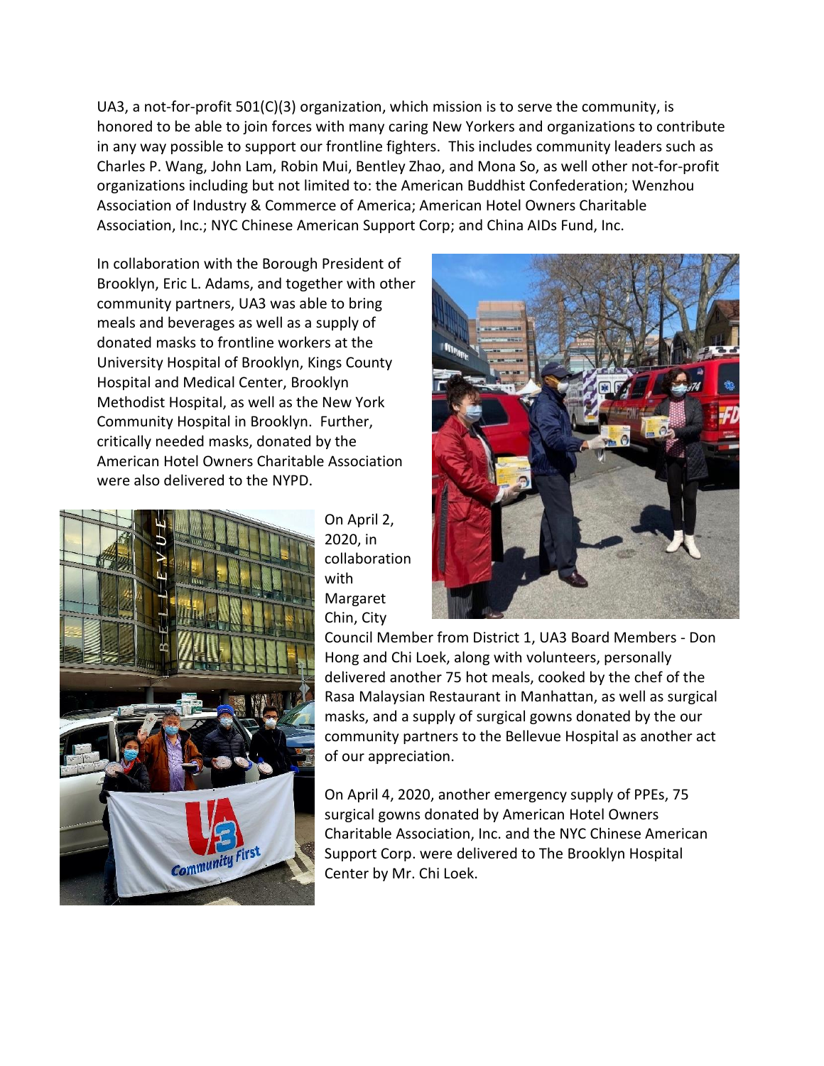UA3, a not-for-profit 501(C)(3) organization, which mission is to serve the community, is honored to be able to join forces with many caring New Yorkers and organizations to contribute in any way possible to support our frontline fighters. This includes community leaders such as Charles P. Wang, John Lam, Robin Mui, Bentley Zhao, and Mona So, as well other not-for-profit organizations including but not limited to: the American Buddhist Confederation; Wenzhou Association of Industry & Commerce of America; American Hotel Owners Charitable Association, Inc.; NYC Chinese American Support Corp; and China AIDs Fund, Inc.

In collaboration with the Borough President of Brooklyn, Eric L. Adams, and together with other community partners, UA3 was able to bring meals and beverages as well as a supply of donated masks to frontline workers at the University Hospital of Brooklyn, Kings County Hospital and Medical Center, Brooklyn Methodist Hospital, as well as the New York Community Hospital in Brooklyn. Further, critically needed masks, donated by the American Hotel Owners Charitable Association were also delivered to the NYPD.

On April 2, 2020, in collaboration with Margaret Chin, City Council Member from District 1, UA3 Board Members - Don Hong and Chi Loek, along with volunteers, personally delivered another 75 hot meals, cooked by the chef of the Rasa Malaysian Restaurant in Manhattan, as well as surgical masks, and a supply of surgical gowns donated by the our community partners to the Bellevue Hospital as another act of our appreciation.

On April 4, 2020, another emergency supply of PPEs, 75 surgical gowns donated by American Hotel Owners Charitable Association, Inc. and the NYC Chinese American Support Corp. were delivered to The Brooklyn Hospital Center by Mr. Chi Loek.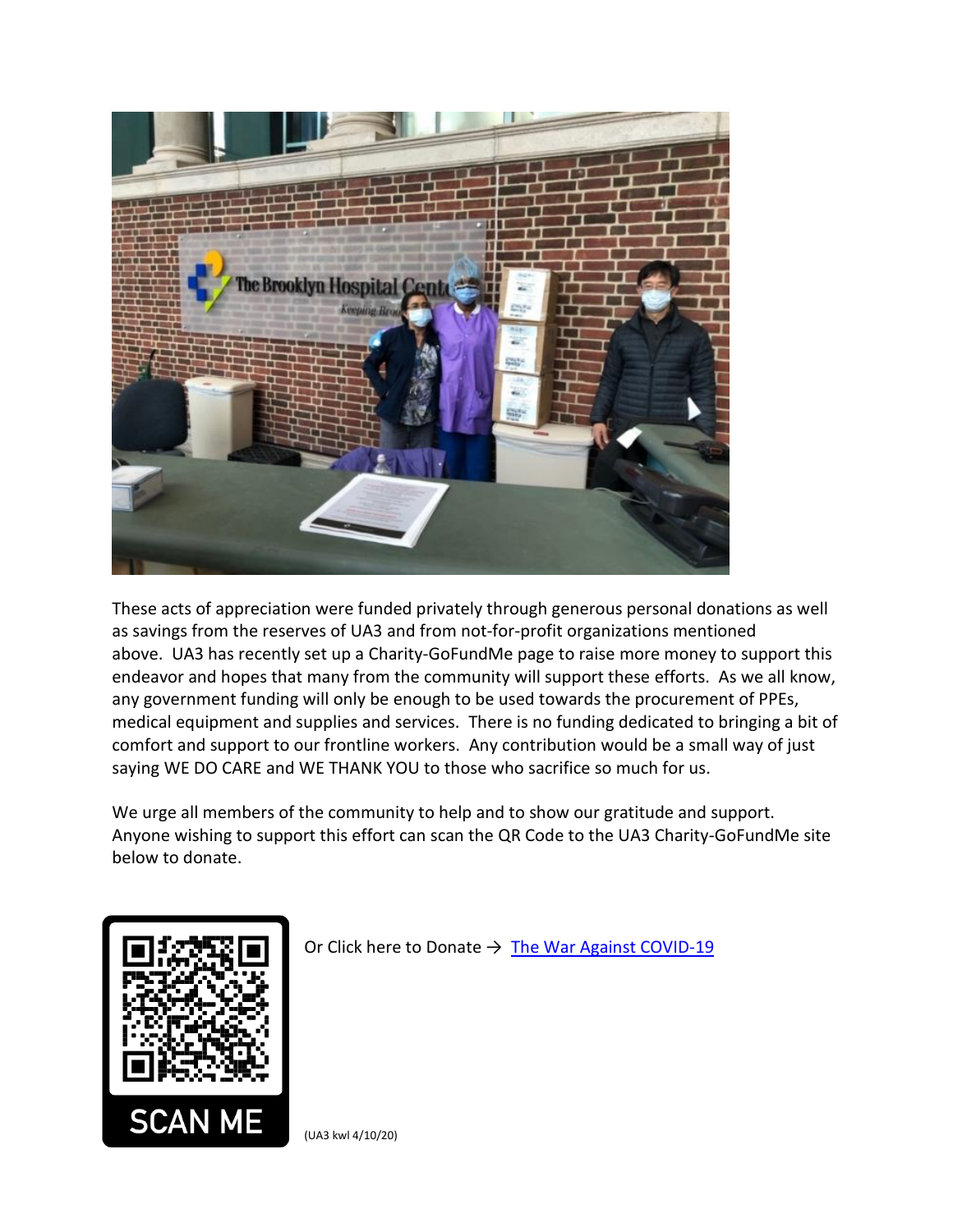These acts of appreciation were funded privately through generous personal donations as well as savings from the reserves of UA3 and from not-for-profit organizations mentioned above. UA3 has recently set up a Charity-GoFundMe page to raise more money to support this endeavor and hopes that many from the community will support these efforts. As we all know, any government funding will only be enough to be used towards the procurement of PPEs, medical equipment and supplies and services. There is no funding dedicated to bringing a bit of comfort and support to our frontline workers. Any contribution would be a small way of just saying WE DO CARE and WE THANK YOU to those who sacrifice so much for us.

We urge all members of the community to help and to show our gratitude and support. Anyone wishing to support this effort can scan the QR Code to the UA3 Charity-GoFundMe site below to donate.

SCAN ME

Or Click here to Donate → The War Against COVID-19

(UA3 kwl 4/10/20)